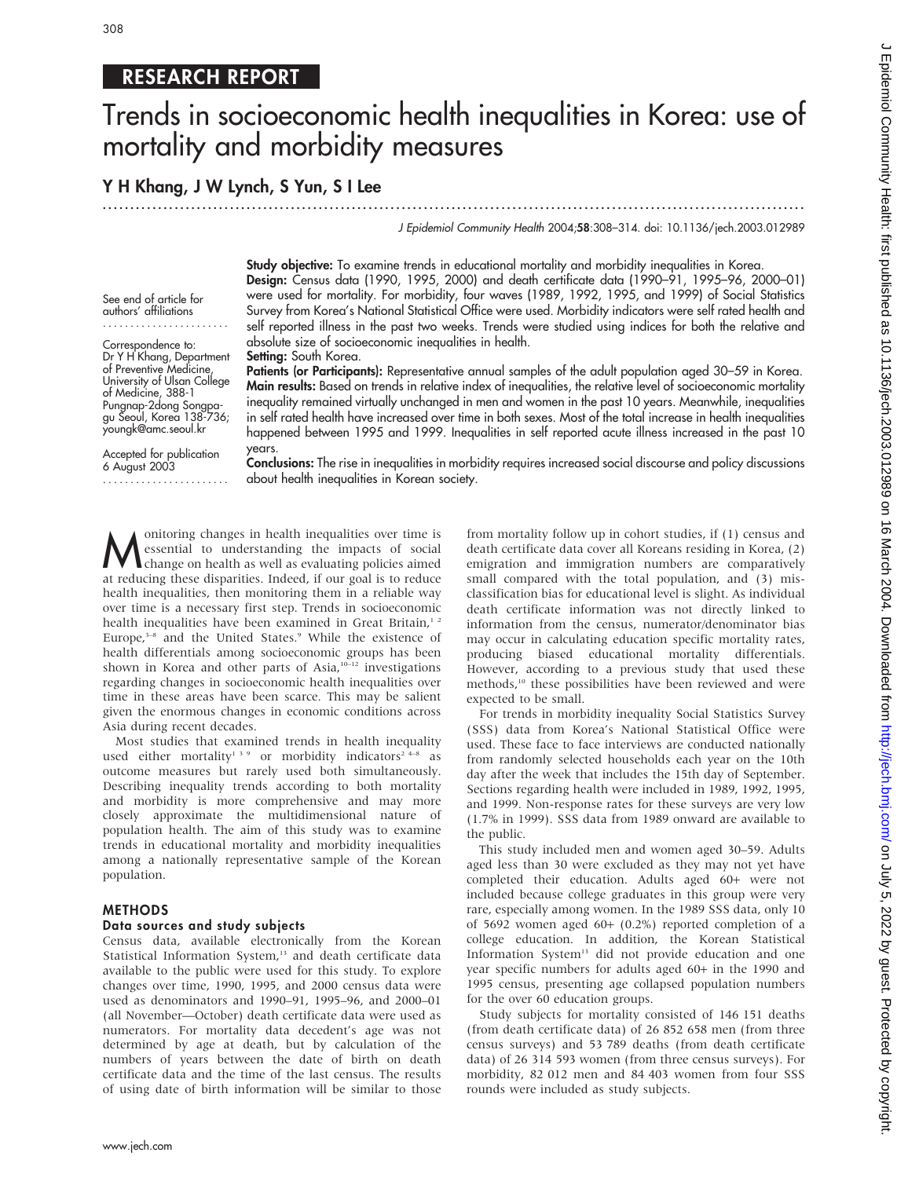RESEARCH REPORT

# Trends in socioeconomic health inequalities in Korea: use of mortality and morbidity measures

**Y H Khang, J W Lynch, S Yun, S I Lee**

*J Epidemiol Community Health* 2004;**58**:308–314. doi: 10.1136/jech.2003.012989

See end of article for authors' affiliations

Correspondence to: Dr Y H Khang, Department of Preventive Medicine, University of Ulsan College of Medicine, 388-1 Pungnap-2dong Songpa-gu Seoul, Korea 138-736; youngk@amc.seoul.kr

Accepted for publication 6 August 2003

**Study objective:** To examine trends in educational mortality and morbidity inequalities in Korea.

**Design:** Census data (1990, 1995, 2000) and death certificate data (1990–91, 1995–96, 2000–01) were used for mortality. For morbidity, four waves (1989, 1992, 1995, and 1999) of Social Statistics Survey from Korea's National Statistical Office were used. Morbidity indicators were self rated health and self reported illness in the past two weeks. Trends were studied using indices for both the relative and absolute size of socioeconomic inequalities in health.

**Setting:** South Korea.

**Patients (or Participants):** Representative annual samples of the adult population aged 30–59 in Korea.

**Main results:** Based on trends in relative index of inequalities, the relative level of socioeconomic mortality inequality remained virtually unchanged in men and women in the past 10 years. Meanwhile, inequalities in self rated health have increased over time in both sexes. Most of the total increase in health inequalities happened between 1995 and 1999. Inequalities in self reported acute illness increased in the past 10 years.

**Conclusions:** The rise in inequalities in morbidity requires increased social discourse and policy discussions about health inequalities in Korean society.

Monitoring changes in health inequalities over time is essential to understanding the impacts of social change on health as well as evaluating policies aimed at reducing these disparities. Indeed, if our goal is to reduce health inequalities, then monitoring them in a reliable way over time is a necessary first step. Trends in socioeconomic health inequalities have been examined in Great Britain,[1 2] Europe,[3–8] and the United States.[9] While the existence of health differentials among socioeconomic groups has been shown in Korea and other parts of Asia,[10–12] investigations regarding changes in socioeconomic health inequalities over time in these areas have been scarce. This may be salient given the enormous changes in economic conditions across Asia during recent decades.

Most studies that examined trends in health inequality used either mortality[1 3 9] or morbidity indicators[2 4–8] as outcome measures but rarely used both simultaneously. Describing inequality trends according to both mortality and morbidity is more comprehensive and may more closely approximate the multidimensional nature of population health. The aim of this study was to examine trends in educational mortality and morbidity inequalities among a nationally representative sample of the Korean population.

## METHODS

### Data sources and study subjects

Census data, available electronically from the Korean Statistical Information System,[13] and death certificate data available to the public were used for this study. To explore changes over time, 1990, 1995, and 2000 census data were used as denominators and 1990–91, 1995–96, and 2000–01 (all November—October) death certificate data were used as numerators. For mortality data decedent's age was not determined by age at death, but by calculation of the numbers of years between the date of birth on death certificate data and the time of the last census. The results of using date of birth information will be similar to those from mortality follow up in cohort studies, if (1) census and death certificate data cover all Koreans residing in Korea, (2) emigration and immigration numbers are comparatively small compared with the total population, and (3) misclassification bias for educational level is slight. As individual death certificate information was not directly linked to information from the census, numerator/denominator bias may occur in calculating education specific mortality rates, producing biased educational mortality differentials. However, according to a previous study that used these methods,[10] these possibilities have been reviewed and were expected to be small.

For trends in morbidity inequality Social Statistics Survey (SSS) data from Korea's National Statistical Office were used. These face to face interviews are conducted nationally from randomly selected households each year on the 10th day after the week that includes the 15th day of September. Sections regarding health were included in 1989, 1992, 1995, and 1999. Non-response rates for these surveys are very low (1.7% in 1999). SSS data from 1989 onward are available to the public.

This study included men and women aged 30–59. Adults aged less than 30 were excluded as they may not yet have completed their education. Adults aged 60+ were not included because college graduates in this group were very rare, especially among women. In the 1989 SSS data, only 10 of 5692 women aged 60+ (0.2%) reported completion of a college education. In addition, the Korean Statistical Information System[13] did not provide education and one year specific numbers for adults aged 60+ in the 1990 and 1995 census, presenting age collapsed population numbers for the over 60 education groups.

Study subjects for mortality consisted of 146 151 deaths (from death certificate data) of 26 852 658 men (from three census surveys) and 53 789 deaths (from death certificate data) of 26 314 593 women (from three census surveys). For morbidity, 82 012 men and 84 403 women from four SSS rounds were included as study subjects.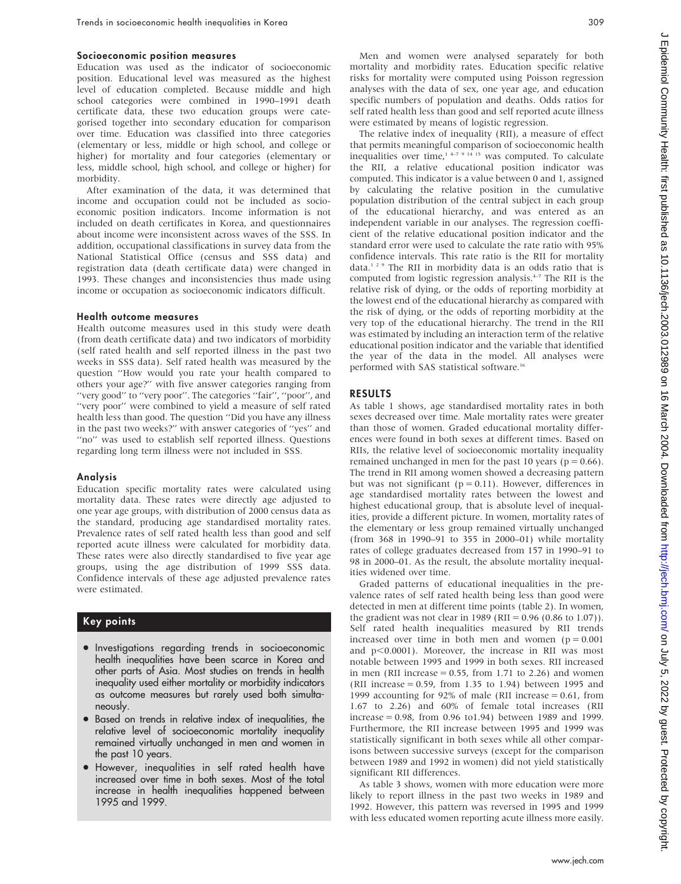### Socioeconomic position measures

Education was used as the indicator of socioeconomic position. Educational level was measured as the highest level of education completed. Because middle and high school categories were combined in 1990–1991 death certificate data, these two education groups were categorised together into secondary education for comparison over time. Education was classified into three categories (elementary or less, middle or high school, and college or higher) for mortality and four categories (elementary or less, middle school, high school, and college or higher) for morbidity.

After examination of the data, it was determined that income and occupation could not be included as socioeconomic position indicators. Income information is not included on death certificates in Korea, and questionnaires about income were inconsistent across waves of the SSS. In addition, occupational classifications in survey data from the National Statistical Office (census and SSS data) and registration data (death certificate data) were changed in 1993. These changes and inconsistencies thus made using income or occupation as socioeconomic indicators difficult.

### Health outcome measures

Health outcome measures used in this study were death (from death certificate data) and two indicators of morbidity (self rated health and self reported illness in the past two weeks in SSS data). Self rated health was measured by the question "How would you rate your health compared to others your age?" with five answer categories ranging from "very good" to "very poor". The categories "fair", "poor", and "very poor" were combined to yield a measure of self rated health less than good. The question "Did you have any illness in the past two weeks?" with answer categories of "yes" and "no" was used to establish self reported illness. Questions regarding long term illness were not included in SSS.

### Analysis

Education specific mortality rates were calculated using mortality data. These rates were directly age adjusted to one year age groups, with distribution of 2000 census data as the standard, producing age standardised mortality rates. Prevalence rates of self rated health less than good and self reported acute illness were calculated for morbidity data. These rates were also directly standardised to five year age groups, using the age distribution of 1999 SSS data. Confidence intervals of these age adjusted prevalence rates were estimated.

> **Key points**
>
> - Investigations regarding trends in socioeconomic health inequalities have been scarce in Korea and other parts of Asia. Most studies on trends in health inequality used either mortality or morbidity indicators as outcome measures but rarely used both simultaneously.
> - Based on trends in relative index of inequalities, the relative level of socioeconomic mortality inequality remained virtually unchanged in men and women in the past 10 years.
> - However, inequalities in self rated health have increased over time in both sexes. Most of the total increase in health inequalities happened between 1995 and 1999.

Men and women were analysed separately for both mortality and morbidity rates. Education specific relative risks for mortality were computed using Poisson regression analyses with the data of sex, one year age, and education specific numbers of population and deaths. Odds ratios for self rated health less than good and self reported acute illness were estimated by means of logistic regression.

The relative index of inequality (RII), a measure of effect that permits meaningful comparison of socioeconomic health inequalities over time,[1 4–7 9 14 15] was computed. To calculate the RII, a relative educational position indicator was computed. This indicator is a value between 0 and 1, assigned by calculating the relative position in the cumulative population distribution of the central subject in each group of the educational hierarchy, and was entered as an independent variable in our analyses. The regression coefficient of the relative educational position indicator and the standard error were used to calculate the rate ratio with 95% confidence intervals. This rate ratio is the RII for mortality data.[1 2 9] The RII in morbidity data is an odds ratio that is computed from logistic regression analysis.[4–7] The RII is the relative risk of dying, or the odds of reporting morbidity at the lowest end of the educational hierarchy as compared with the risk of dying, or the odds of reporting morbidity at the very top of the educational hierarchy. The trend in the RII was estimated by including an interaction term of the relative educational position indicator and the variable that identified the year of the data in the model. All analyses were performed with SAS statistical software.[16]

## RESULTS

As table 1 shows, age standardised mortality rates in both sexes decreased over time. Male mortality rates were greater than those of women. Graded educational mortality differences were found in both sexes at different times. Based on RIIs, the relative level of socioeconomic mortality inequality remained unchanged in men for the past 10 years ($p = 0.66$). The trend in RII among women showed a decreasing pattern but was not significant ($p = 0.11$). However, differences in age standardised mortality rates between the lowest and highest educational group, that is absolute level of inequalities, provide a different picture. In women, mortality rates of the elementary or less group remained virtually unchanged (from 368 in 1990–91 to 355 in 2000–01) while mortality rates of college graduates decreased from 157 in 1990–91 to 98 in 2000–01. As the result, the absolute mortality inequalities widened over time.

Graded patterns of educational inequalities in the prevalence rates of self rated health being less than good were detected in men at different time points (table 2). In women, the gradient was not clear in 1989 (RII = 0.96 (0.86 to 1.07)). Self rated health inequalities measured by RII trends increased over time in both men and women ($p = 0.001$ and $p<0.0001$). Moreover, the increase in RII was most notable between 1995 and 1999 in both sexes. RII increased in men (RII increase = 0.55, from 1.71 to 2.26) and women (RII increase = 0.59, from 1.35 to 1.94) between 1995 and 1999 accounting for 92% of male (RII increase = 0.61, from 1.67 to 2.26) and 60% of female total increases (RII increase = 0.98, from 0.96 to1.94) between 1989 and 1999. Furthermore, the RII increase between 1995 and 1999 was statistically significant in both sexes while all other comparisons between successive surveys (except for the comparison between 1989 and 1992 in women) did not yield statistically significant RII differences.

As table 3 shows, women with more education were more likely to report illness in the past two weeks in 1989 and 1992. However, this pattern was reversed in 1995 and 1999 with less educated women reporting acute illness more easily.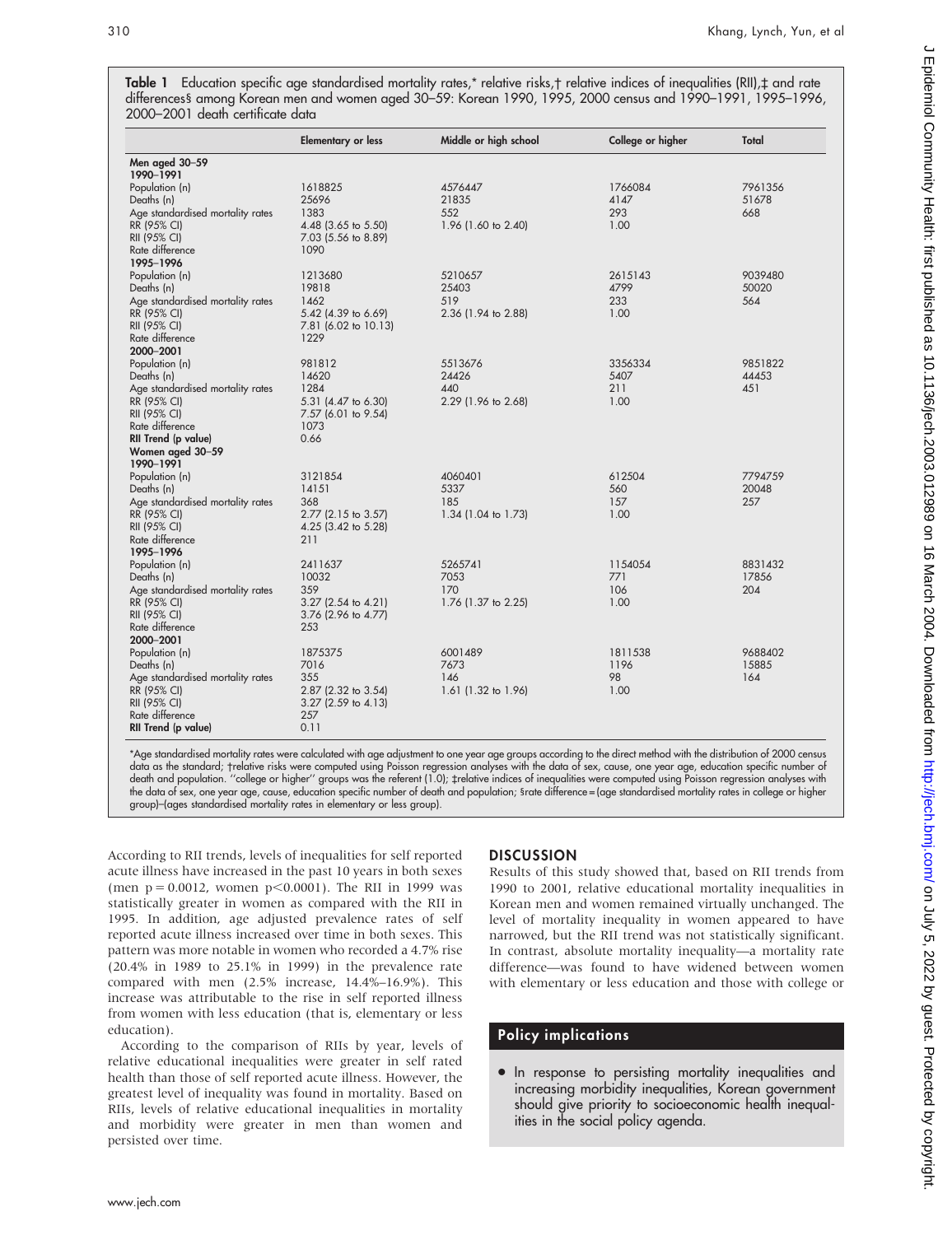**Table 1** Education specific age standardised mortality rates,* relative risks,† relative indices of inequalities (RII),‡ and rate differences§ among Korean men and women aged 30–59: Korean 1990, 1995, 2000 census and 1990–1991, 1995–1996, 2000–2001 death certificate data

| | Elementary or less | Middle or high school | College or higher | Total |
|---|---|---|---|---|
| **Men aged 30–59** | | | | |
| **1990–1991** | | | | |
| Population (n) | 1618825 | 4576447 | 1766084 | 7961356 |
| Deaths (n) | 25696 | 21835 | 4147 | 51678 |
| Age standardised mortality rates | 1383 | 552 | 293 | 668 |
| RR (95% CI) | 4.48 (3.65 to 5.50) | 1.96 (1.60 to 2.40) | 1.00 | |
| RII (95% CI) | 7.03 (5.56 to 8.89) | | | |
| Rate difference | 1090 | | | |
| **1995–1996** | | | | |
| Population (n) | 1213680 | 5210657 | 2615143 | 9039480 |
| Deaths (n) | 19818 | 25403 | 4799 | 50020 |
| Age standardised mortality rates | 1462 | 519 | 233 | 564 |
| RR (95% CI) | 5.42 (4.39 to 6.69) | 2.36 (1.94 to 2.88) | 1.00 | |
| RII (95% CI) | 7.81 (6.02 to 10.13) | | | |
| Rate difference | 1229 | | | |
| **2000–2001** | | | | |
| Population (n) | 981812 | 5513676 | 3356334 | 9851822 |
| Deaths (n) | 14620 | 24426 | 5407 | 44453 |
| Age standardised mortality rates | 1284 | 440 | 211 | 451 |
| RR (95% CI) | 5.31 (4.47 to 6.30) | 2.29 (1.96 to 2.68) | 1.00 | |
| RII (95% CI) | 7.57 (6.01 to 9.54) | | | |
| Rate difference | 1073 | | | |
| **RII Trend (p value)** | 0.66 | | | |
| **Women aged 30–59** | | | | |
| **1990–1991** | | | | |
| Population (n) | 3121854 | 4060401 | 612504 | 7794759 |
| Deaths (n) | 14151 | 5337 | 560 | 20048 |
| Age standardised mortality rates | 368 | 185 | 157 | 257 |
| RR (95% CI) | 2.77 (2.15 to 3.57) | 1.34 (1.04 to 1.73) | 1.00 | |
| RII (95% CI) | 4.25 (3.42 to 5.28) | | | |
| Rate difference | 211 | | | |
| **1995–1996** | | | | |
| Population (n) | 2411637 | 5265741 | 1154054 | 8831432 |
| Deaths (n) | 10032 | 7053 | 771 | 17856 |
| Age standardised mortality rates | 359 | 170 | 106 | 204 |
| RR (95% CI) | 3.27 (2.54 to 4.21) | 1.76 (1.37 to 2.25) | 1.00 | |
| RII (95% CI) | 3.76 (2.96 to 4.77) | | | |
| Rate difference | 253 | | | |
| **2000–2001** | | | | |
| Population (n) | 1875375 | 6001489 | 1811538 | 9688402 |
| Deaths (n) | 7016 | 7673 | 1196 | 15885 |
| Age standardised mortality rates | 355 | 146 | 98 | 164 |
| RR (95% CI) | 2.87 (2.32 to 3.54) | 1.61 (1.32 to 1.96) | 1.00 | |
| RII (95% CI) | 3.27 (2.59 to 4.13) | | | |
| Rate difference | 257 | | | |
| **RII Trend (p value)** | 0.11 | | | |

*Age standardised mortality rates were calculated with age adjustment to one year age groups according to the direct method with the distribution of 2000 census data as the standard; †relative risks were computed using Poisson regression analyses with the data of sex, cause, one year age, education specific number of death and population. "college or higher" groups was the referent (1.0); ‡relative indices of inequalities were computed using Poisson regression analyses with the data of sex, one year age, cause, education specific number of death and population; §rate difference = (age standardised mortality rates in college or higher group)−(ages standardised mortality rates in elementary or less group).

According to RII trends, levels of inequalities for self reported acute illness have increased in the past 10 years in both sexes (men $p = 0.0012$, women $p < 0.0001$). The RII in 1999 was statistically greater in women as compared with the RII in 1995. In addition, age adjusted prevalence rates of self reported acute illness increased over time in both sexes. This pattern was more notable in women who recorded a 4.7% rise (20.4% in 1989 to 25.1% in 1999) in the prevalence rate compared with men (2.5% increase, 14.4%–16.9%). This increase was attributable to the rise in self reported illness from women with less education (that is, elementary or less education).

According to the comparison of RIIs by year, levels of relative educational inequalities were greater in self rated health than those of self reported acute illness. However, the greatest level of inequality was found in mortality. Based on RIIs, levels of relative educational inequalities in mortality and morbidity were greater in men than women and persisted over time.

## DISCUSSION

Results of this study showed that, based on RII trends from 1990 to 2001, relative educational mortality inequalities in Korean men and women remained virtually unchanged. The level of mortality inequality in women appeared to have narrowed, but the RII trend was not statistically significant. In contrast, absolute mortality inequality—a mortality rate difference—was found to have widened between women with elementary or less education and those with college or

### Policy implications

- In response to persisting mortality inequalities and increasing morbidity inequalities, Korean government should give priority to socioeconomic health inequalities in the social policy agenda.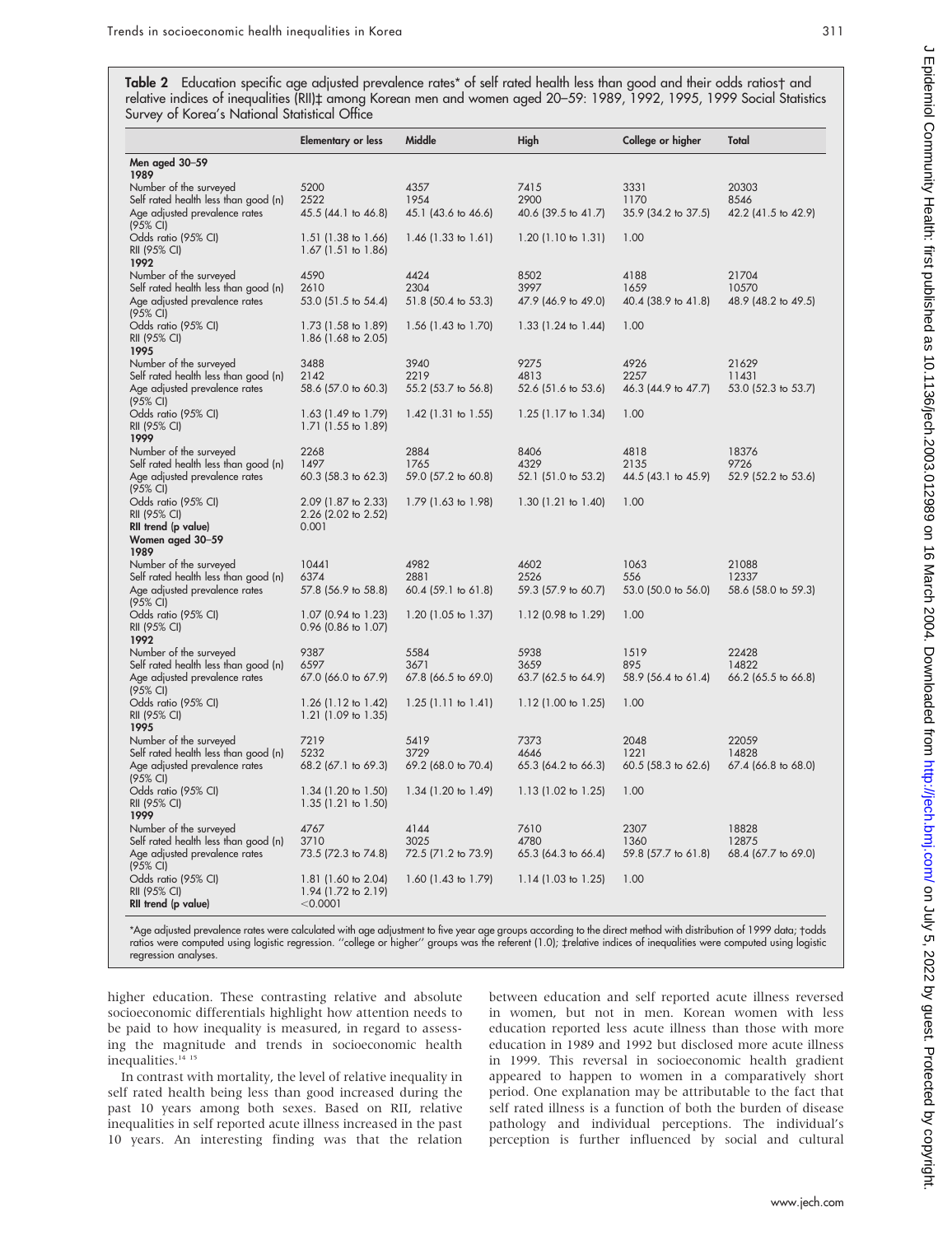**Table 2** Education specific age adjusted prevalence rates* of self rated health less than good and their odds ratios† and relative indices of inequalities (RII)‡ among Korean men and women aged 20–59: 1989, 1992, 1995, 1999 Social Statistics Survey of Korea's National Statistical Office

| | Elementary or less | Middle | High | College or higher | Total |
|---|---|---|---|---|---|
| **Men aged 30–59** | | | | | |
| **1989** | | | | | |
| Number of the surveyed | 5200 | 4357 | 7415 | 3331 | 20303 |
| Self rated health less than good (n) | 2522 | 1954 | 2900 | 1170 | 8546 |
| Age adjusted prevalence rates (95% CI) | 45.5 (44.1 to 46.8) | 45.1 (43.6 to 46.6) | 40.6 (39.5 to 41.7) | 35.9 (34.2 to 37.5) | 42.2 (41.5 to 42.9) |
| Odds ratio (95% CI) | 1.51 (1.38 to 1.66) | 1.46 (1.33 to 1.61) | 1.20 (1.10 to 1.31) | 1.00 | |
| RII (95% CI) | 1.67 (1.51 to 1.86) | | | | |
| **1992** | | | | | |
| Number of the surveyed | 4590 | 4424 | 8502 | 4188 | 21704 |
| Self rated health less than good (n) | 2610 | 2304 | 3997 | 1659 | 10570 |
| Age adjusted prevalence rates (95% CI) | 53.0 (51.5 to 54.4) | 51.8 (50.4 to 53.3) | 47.9 (46.9 to 49.0) | 40.4 (38.9 to 41.8) | 48.9 (48.2 to 49.5) |
| Odds ratio (95% CI) | 1.73 (1.58 to 1.89) | 1.56 (1.43 to 1.70) | 1.33 (1.24 to 1.44) | 1.00 | |
| RII (95% CI) | 1.86 (1.68 to 2.05) | | | | |
| **1995** | | | | | |
| Number of the surveyed | 3488 | 3940 | 9275 | 4926 | 21629 |
| Self rated health less than good (n) | 2142 | 2219 | 4813 | 2257 | 11431 |
| Age adjusted prevalence rates (95% CI) | 58.6 (57.0 to 60.3) | 55.2 (53.7 to 56.8) | 52.6 (51.6 to 53.6) | 46.3 (44.9 to 47.7) | 53.0 (52.3 to 53.7) |
| Odds ratio (95% CI) | 1.63 (1.49 to 1.79) | 1.42 (1.31 to 1.55) | 1.25 (1.17 to 1.34) | 1.00 | |
| RII (95% CI) | 1.71 (1.55 to 1.89) | | | | |
| **1999** | | | | | |
| Number of the surveyed | 2268 | 2884 | 8406 | 4818 | 18376 |
| Self rated health less than good (n) | 1497 | 1765 | 4329 | 2135 | 9726 |
| Age adjusted prevalence rates (95% CI) | 60.3 (58.3 to 62.3) | 59.0 (57.2 to 60.8) | 52.1 (51.0 to 53.2) | 44.5 (43.1 to 45.9) | 52.9 (52.2 to 53.6) |
| Odds ratio (95% CI) | 2.09 (1.87 to 2.33) | 1.79 (1.63 to 1.98) | 1.30 (1.21 to 1.40) | 1.00 | |
| RII (95% CI) | 2.26 (2.02 to 2.52) | | | | |
| **RII trend (p value)** | 0.001 | | | | |
| **Women aged 30–59** | | | | | |
| **1989** | | | | | |
| Number of the surveyed | 10441 | 4982 | 4602 | 1063 | 21088 |
| Self rated health less than good (n) | 6374 | 2881 | 2526 | 556 | 12337 |
| Age adjusted prevalence rates (95% CI) | 57.8 (56.9 to 58.8) | 60.4 (59.1 to 61.8) | 59.3 (57.9 to 60.7) | 53.0 (50.0 to 56.0) | 58.6 (58.0 to 59.3) |
| Odds ratio (95% CI) | 1.07 (0.94 to 1.23) | 1.20 (1.05 to 1.37) | 1.12 (0.98 to 1.29) | 1.00 | |
| RII (95% CI) | 0.96 (0.86 to 1.07) | | | | |
| **1992** | | | | | |
| Number of the surveyed | 9387 | 5584 | 5938 | 1519 | 22428 |
| Self rated health less than good (n) | 6597 | 3671 | 3659 | 895 | 14822 |
| Age adjusted prevalence rates (95% CI) | 67.0 (66.0 to 67.9) | 67.8 (66.5 to 69.0) | 63.7 (62.5 to 64.9) | 58.9 (56.4 to 61.4) | 66.2 (65.5 to 66.8) |
| Odds ratio (95% CI) | 1.26 (1.12 to 1.42) | 1.25 (1.11 to 1.41) | 1.12 (1.00 to 1.25) | 1.00 | |
| RII (95% CI) | 1.21 (1.09 to 1.35) | | | | |
| **1995** | | | | | |
| Number of the surveyed | 7219 | 5419 | 7373 | 2048 | 22059 |
| Self rated health less than good (n) | 5232 | 3729 | 4646 | 1221 | 14828 |
| Age adjusted prevalence rates (95% CI) | 68.2 (67.1 to 69.3) | 69.2 (68.0 to 70.4) | 65.3 (64.2 to 66.3) | 60.5 (58.3 to 62.6) | 67.4 (66.8 to 68.0) |
| Odds ratio (95% CI) | 1.34 (1.20 to 1.50) | 1.34 (1.20 to 1.49) | 1.13 (1.02 to 1.25) | 1.00 | |
| RII (95% CI) | 1.35 (1.21 to 1.50) | | | | |
| **1999** | | | | | |
| Number of the surveyed | 4767 | 4144 | 7610 | 2307 | 18828 |
| Self rated health less than good (n) | 3710 | 3025 | 4780 | 1360 | 12875 |
| Age adjusted prevalence rates (95% CI) | 73.5 (72.3 to 74.8) | 72.5 (71.2 to 73.9) | 65.3 (64.3 to 66.4) | 59.8 (57.7 to 61.8) | 68.4 (67.7 to 69.0) |
| Odds ratio (95% CI) | 1.81 (1.60 to 2.04) | 1.60 (1.43 to 1.79) | 1.14 (1.03 to 1.25) | 1.00 | |
| RII (95% CI) | 1.94 (1.72 to 2.19) | | | | |
| **RII trend (p value)** | <0.0001 | | | | |

*Age adjusted prevalence rates were calculated with age adjustment to five year age groups according to the direct method with distribution of 1999 data; †odds ratios were computed using logistic regression. "college or higher" groups was the referent (1.0); ‡relative indices of inequalities were computed using logistic regression analyses.

higher education. These contrasting relative and absolute socioeconomic differentials highlight how attention needs to be paid to how inequality is measured, in regard to assessing the magnitude and trends in socioeconomic health inequalities.[14 15]

In contrast with mortality, the level of relative inequality in self rated health being less than good increased during the past 10 years among both sexes. Based on RII, relative inequalities in self reported acute illness increased in the past 10 years. An interesting finding was that the relation between education and self reported acute illness reversed in women, but not in men. Korean women with less education reported less acute illness than those with more education in 1989 and 1992 but disclosed more acute illness in 1999. This reversal in socioeconomic health gradient appeared to happen to women in a comparatively short period. One explanation may be attributable to the fact that self rated illness is a function of both the burden of disease pathology and individual perceptions. The individual's perception is further influenced by social and cultural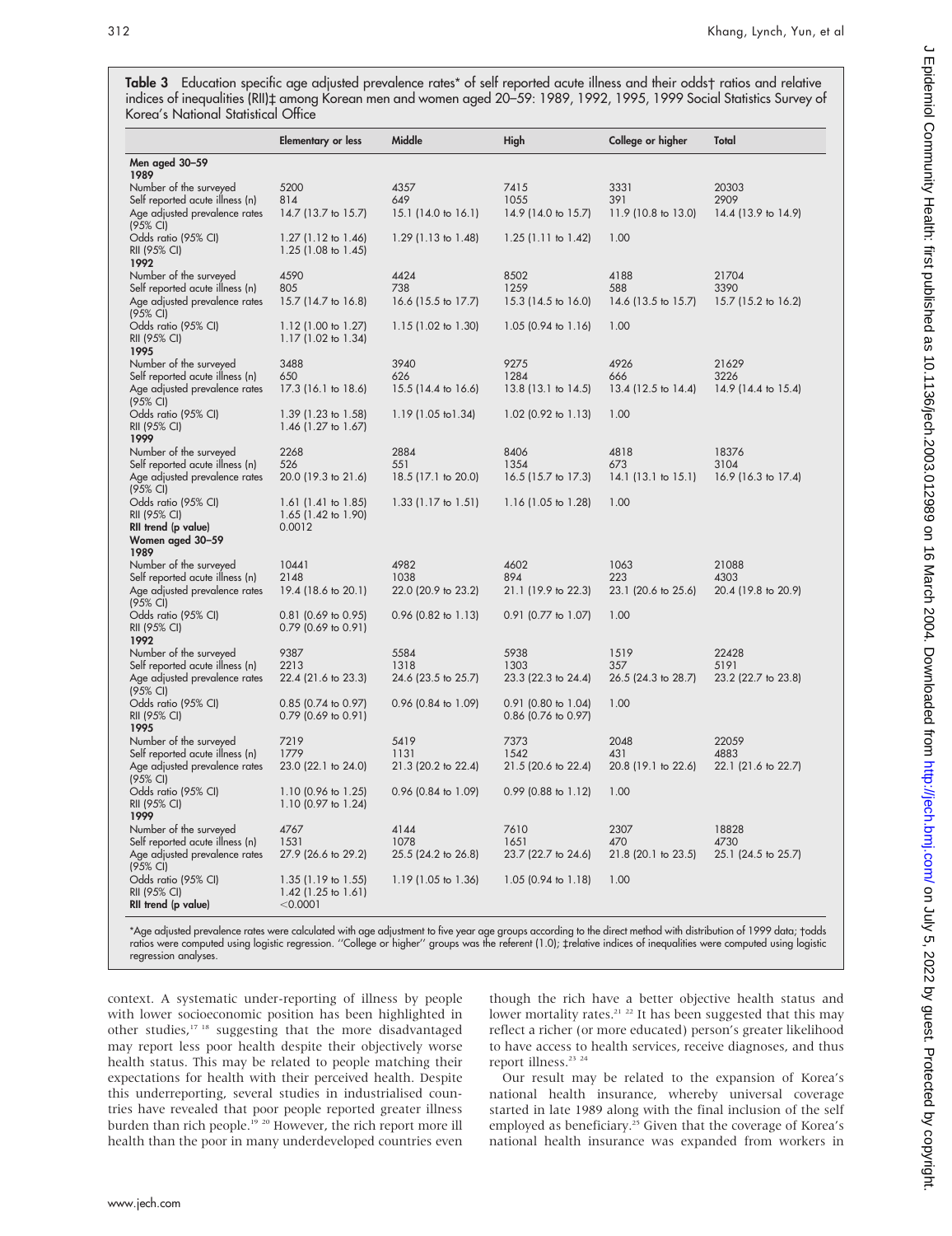**Table 3** Education specific age adjusted prevalence rates* of self reported acute illness and their odds† ratios and relative indices of inequalities (RII)‡ among Korean men and women aged 20–59: 1989, 1992, 1995, 1999 Social Statistics Survey of Korea's National Statistical Office

| | Elementary or less | Middle | High | College or higher | Total |
|---|---|---|---|---|---|
| **Men aged 30–59** | | | | | |
| **1989** | | | | | |
| Number of the surveyed | 5200 | 4357 | 7415 | 3331 | 20303 |
| Self reported acute illness (n) | 814 | 649 | 1055 | 391 | 2909 |
| Age adjusted prevalence rates (95% CI) | 14.7 (13.7 to 15.7) | 15.1 (14.0 to 16.1) | 14.9 (14.0 to 15.7) | 11.9 (10.8 to 13.0) | 14.4 (13.9 to 14.9) |
| Odds ratio (95% CI) | 1.27 (1.12 to 1.46) | 1.29 (1.13 to 1.48) | 1.25 (1.11 to 1.42) | 1.00 | |
| RII (95% CI) | 1.25 (1.08 to 1.45) | | | | |
| **1992** | | | | | |
| Number of the surveyed | 4590 | 4424 | 8502 | 4188 | 21704 |
| Self reported acute illness (n) | 805 | 738 | 1259 | 588 | 3390 |
| Age adjusted prevalence rates (95% CI) | 15.7 (14.7 to 16.8) | 16.6 (15.5 to 17.7) | 15.3 (14.5 to 16.0) | 14.6 (13.5 to 15.7) | 15.7 (15.2 to 16.2) |
| Odds ratio (95% CI) | 1.12 (1.00 to 1.27) | 1.15 (1.02 to 1.30) | 1.05 (0.94 to 1.16) | 1.00 | |
| RII (95% CI) | 1.17 (1.02 to 1.34) | | | | |
| **1995** | | | | | |
| Number of the surveyed | 3488 | 3940 | 9275 | 4926 | 21629 |
| Self reported acute illness (n) | 650 | 626 | 1284 | 666 | 3226 |
| Age adjusted prevalence rates (95% CI) | 17.3 (16.1 to 18.6) | 15.5 (14.4 to 16.6) | 13.8 (13.1 to 14.5) | 13.4 (12.5 to 14.4) | 14.9 (14.4 to 15.4) |
| Odds ratio (95% CI) | 1.39 (1.23 to 1.58) | 1.19 (1.05 to1.34) | 1.02 (0.92 to 1.13) | 1.00 | |
| RII (95% CI) | 1.46 (1.27 to 1.67) | | | | |
| **1999** | | | | | |
| Number of the surveyed | 2268 | 2884 | 8406 | 4818 | 18376 |
| Self reported acute illness (n) | 526 | 551 | 1354 | 673 | 3104 |
| Age adjusted prevalence rates (95% CI) | 20.0 (19.3 to 21.6) | 18.5 (17.1 to 20.0) | 16.5 (15.7 to 17.3) | 14.1 (13.1 to 15.1) | 16.9 (16.3 to 17.4) |
| Odds ratio (95% CI) | 1.61 (1.41 to 1.85) | 1.33 (1.17 to 1.51) | 1.16 (1.05 to 1.28) | 1.00 | |
| RII (95% CI) | 1.65 (1.42 to 1.90) | | | | |
| **RII trend (p value)** | 0.0012 | | | | |
| **Women aged 30–59** | | | | | |
| **1989** | | | | | |
| Number of the surveyed | 10441 | 4982 | 4602 | 1063 | 21088 |
| Self reported acute illness (n) | 2148 | 1038 | 894 | 223 | 4303 |
| Age adjusted prevalence rates (95% CI) | 19.4 (18.6 to 20.1) | 22.0 (20.9 to 23.2) | 21.1 (19.9 to 22.3) | 23.1 (20.6 to 25.6) | 20.4 (19.8 to 20.9) |
| Odds ratio (95% CI) | 0.81 (0.69 to 0.95) | 0.96 (0.82 to 1.13) | 0.91 (0.77 to 1.07) | 1.00 | |
| RII (95% CI) | 0.79 (0.69 to 0.91) | | | | |
| **1992** | | | | | |
| Number of the surveyed | 9387 | 5584 | 5938 | 1519 | 22428 |
| Self reported acute illness (n) | 2213 | 1318 | 1303 | 357 | 5191 |
| Age adjusted prevalence rates (95% CI) | 22.4 (21.6 to 23.3) | 24.6 (23.5 to 25.7) | 23.3 (22.3 to 24.4) | 26.5 (24.3 to 28.7) | 23.2 (22.7 to 23.8) |
| Odds ratio (95% CI) | 0.85 (0.74 to 0.97) | 0.96 (0.84 to 1.09) | 0.91 (0.80 to 1.04) | 1.00 | |
| RII (95% CI) | 0.79 (0.69 to 0.91) | | 0.86 (0.76 to 0.97) | | |
| **1995** | | | | | |
| Number of the surveyed | 7219 | 5419 | 7373 | 2048 | 22059 |
| Self reported acute illness (n) | 1779 | 1131 | 1542 | 431 | 4883 |
| Age adjusted prevalence rates (95% CI) | 23.0 (22.1 to 24.0) | 21.3 (20.2 to 22.4) | 21.5 (20.6 to 22.4) | 20.8 (19.1 to 22.6) | 22.1 (21.6 to 22.7) |
| Odds ratio (95% CI) | 1.10 (0.96 to 1.25) | 0.96 (0.84 to 1.09) | 0.99 (0.88 to 1.12) | 1.00 | |
| RII (95% CI) | 1.10 (0.97 to 1.24) | | | | |
| **1999** | | | | | |
| Number of the surveyed | 4767 | 4144 | 7610 | 2307 | 18828 |
| Self reported acute illness (n) | 1531 | 1078 | 1651 | 470 | 4730 |
| Age adjusted prevalence rates (95% CI) | 27.9 (26.6 to 29.2) | 25.5 (24.2 to 26.8) | 23.7 (22.7 to 24.6) | 21.8 (20.1 to 23.5) | 25.1 (24.5 to 25.7) |
| Odds ratio (95% CI) | 1.35 (1.19 to 1.55) | 1.19 (1.05 to 1.36) | 1.05 (0.94 to 1.18) | 1.00 | |
| RII (95% CI) | 1.42 (1.25 to 1.61) | | | | |
| **RII trend (p value)** | <0.0001 | | | | |

*Age adjusted prevalence rates were calculated with age adjustment to five year age groups according to the direct method with distribution of 1999 data; †odds ratios were computed using logistic regression. "College or higher" groups was the referent (1.0); ‡relative indices of inequalities were computed using logistic regression analyses.

context. A systematic under-reporting of illness by people with lower socioeconomic position has been highlighted in other studies,[17 18] suggesting that the more disadvantaged may report less poor health despite their objectively worse health status. This may be related to people matching their expectations for health with their perceived health. Despite this underreporting, several studies in industrialised countries have revealed that poor people reported greater illness burden than rich people.[19 20] However, the rich report more ill health than the poor in many underdeveloped countries even though the rich have a better objective health status and lower mortality rates.[21 22] It has been suggested that this may reflect a richer (or more educated) person's greater likelihood to have access to health services, receive diagnoses, and thus report illness.[23 24]

Our result may be related to the expansion of Korea's national health insurance, whereby universal coverage started in late 1989 along with the final inclusion of the self employed as beneficiary.[25] Given that the coverage of Korea's national health insurance was expanded from workers in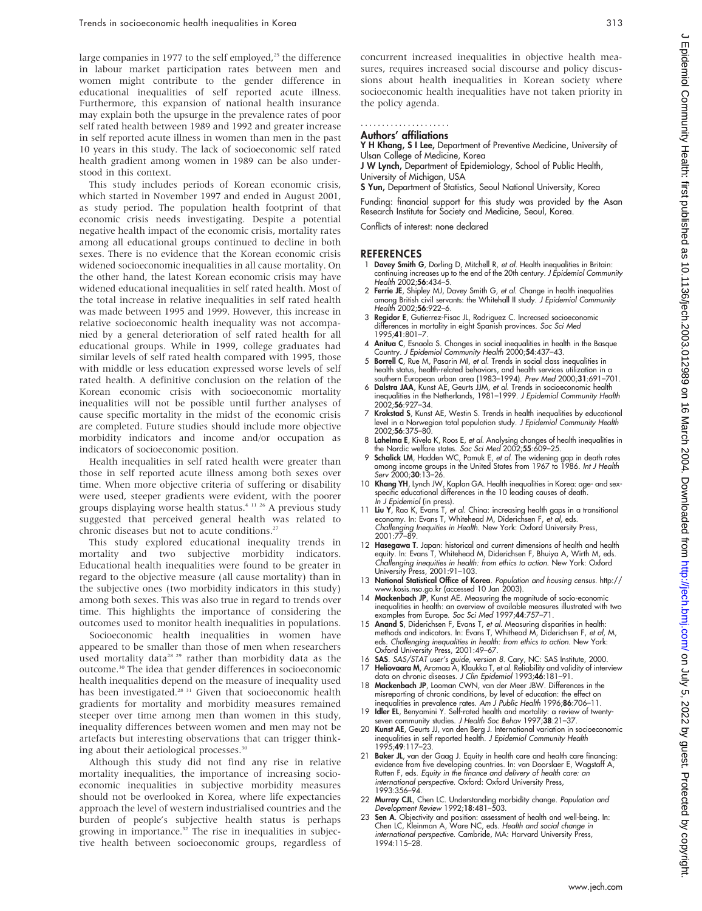large companies in 1977 to the self employed,[25] the difference in labour market participation rates between men and women might contribute to the gender difference in educational inequalities of self reported acute illness. Furthermore, this expansion of national health insurance may explain both the upsurge in the prevalence rates of poor self rated health between 1989 and 1992 and greater increase in self reported acute illness in women than men in the past 10 years in this study. The lack of socioeconomic self rated health gradient among women in 1989 can be also understood in this context.

This study includes periods of Korean economic crisis, which started in November 1997 and ended in August 2001, as study period. The population health footprint of that economic crisis needs investigating. Despite a potential negative health impact of the economic crisis, mortality rates among all educational groups continued to decline in both sexes. There is no evidence that the Korean economic crisis widened socioeconomic inequalities in all cause mortality. On the other hand, the latest Korean economic crisis may have widened educational inequalities in self rated health. Most of the total increase in relative inequalities in self rated health was made between 1995 and 1999. However, this increase in relative socioeconomic health inequality was not accompanied by a general deterioration of self rated health for all educational groups. While in 1999, college graduates had similar levels of self rated health compared with 1995, those with middle or less education expressed worse levels of self rated health. A definitive conclusion on the relation of the Korean economic crisis with socioeconomic mortality inequalities will not be possible until further analyses of cause specific mortality in the midst of the economic crisis are completed. Future studies should include more objective morbidity indicators and income and/or occupation as indicators of socioeconomic position.

Health inequalities in self rated health were greater than those in self reported acute illness among both sexes over time. When more objective criteria of suffering or disability were used, steeper gradients were evident, with the poorer groups displaying worse health status.[4 11 26] A previous study suggested that perceived general health was related to chronic diseases but not to acute conditions.[27]

This study explored educational inequality trends in mortality and two subjective morbidity indicators. Educational health inequalities were found to be greater in regard to the objective measure (all cause mortality) than in the subjective ones (two morbidity indicators in this study) among both sexes. This was also true in regard to trends over time. This highlights the importance of considering the outcomes used to monitor health inequalities in populations.

Socioeconomic health inequalities in women have appeared to be smaller than those of men when researchers used mortality data[28 29] rather than morbidity data as the outcome.[30] The idea that gender differences in socioeconomic health inequalities depend on the measure of inequality used has been investigated.[28 31] Given that socioeconomic health gradients for mortality and morbidity measures remained steeper over time among men than women in this study, inequality differences between women and men may not be artefacts but interesting observations that can trigger thinking about their aetiological processes.[30]

Although this study did not find any rise in relative mortality inequalities, the importance of increasing socioeconomic inequalities in subjective morbidity measures should not be overlooked in Korea, where life expectancies approach the level of western industrialised countries and the burden of people's subjective health status is perhaps growing in importance.[32] The rise in inequalities in subjective health between socioeconomic groups, regardless of concurrent increased inequalities in objective health measures, requires increased social discourse and policy discussions about health inequalities in Korean society where socioeconomic health inequalities have not taken priority in the policy agenda.

## Authors' affiliations

**Y H Khang, S I Lee,** Department of Preventive Medicine, University of Ulsan College of Medicine, Korea

**J W Lynch,** Department of Epidemiology, School of Public Health, University of Michigan, USA

**S Yun,** Department of Statistics, Seoul National University, Korea

Funding: financial support for this study was provided by the Asan Research Institute for Society and Medicine, Seoul, Korea.

Conflicts of interest: none declared

## REFERENCES

1. **Davey Smith G**, Dorling D, Mitchell R, *et al*. Health inequalities in Britain: continuing increases up to the end of the 20th century. *J Epidemiol Community Health* 2002;**56**:434–5.
2. **Ferrie JE**, Shipley MJ, Davey Smith G, *et al*. Change in health inequalities among British civil servants: the Whitehall II study. *J Epidemiol Community Health* 2002;**56**:922–6.
3. **Regidor E**, Gutierrez-Fisac JL, Rodriguez C. Increased socioeconomic differences in mortality in eight Spanish provinces. *Soc Sci Med* 1995;**41**:801–7.
4. **Anitua C**, Esnaola S. Changes in social inequalities in health in the Basque Country. *J Epidemiol Community Health* 2000;**54**:437–43.
5. **Borrell C**, Rue M, Pasarin MI, *et al*. Trends in social class inequalities in health status, health-related behaviors, and health services utilization in a southern European urban area (1983–1994). *Prev Med* 2000;**31**:691–701.
6. **Dalstra JAA**, Kunst AE, Geurts JJM, *et al*. Trends in socioeconomic health inequalities in the Netherlands, 1981–1999. *J Epidemiol Community Health* 2002;**56**:927–34.
7. **Krokstad S**, Kunst AE, Westin S. Trends in health inequalities by educational level in a Norwegian total population study. *J Epidemiol Community Health* 2002;**56**:375–80.
8. **Lahelma E**, Kivela K, Roos E, *et al*. Analysing changes of health inequalities in the Nordic welfare states. *Soc Sci Med* 2002;**55**:609–25.
9. **Schalick LM**, Hadden WC, Pamuk E, *et al*. The widening gap in death rates among income groups in the United States from 1967 to 1986. *Int J Health Serv* 2000;**30**:13–26.
10. **Khang YH**, Lynch JW, Kaplan GA. Health inequalities in Korea: age- and sex-specific educational differences in the 10 leading causes of death. *In J Epidemiol* (in press).
11. **Liu Y**, Rao K, Evans T, *et al*. China: increasing health gaps in a transitional economy. In: Evans T, Whitehead M, Diderichsen F, *et al*, eds. *Challenging Inequities in Health*. New York: Oxford University Press, 2001:77–89.
12. **Hasegawa T**. Japan: historical and current dimensions of health and health equity. In: Evans T, Whitehead M, Diderichsen F, Bhuiya A, Wirth M, eds. *Challenging inequities in health: from ethics to action*. New York: Oxford University Press, 2001:91–103.
13. **National Statistical Office of Korea**. *Population and housing census*. http://www.kosis.nso.go.kr (accessed 10 Jan 2003).
14. **Mackenbach JP**, Kunst AE. Measuring the magnitude of socio-economic inequalities in health: an overview of available measures illustrated with two examples from Europe. *Soc Sci Med* 1997;**44**:757–71.
15. **Anand S**, Diderichsen F, Evans T, *et al*. Measuring disparities in health: methods and indicators. In: Evans T, Whitehead M, Diderichsen F, *et al*, M, eds. *Challenging inequalities in health: from ethics to action*. New York: Oxford University Press, 2001:49–67.
16. **SAS**. *SAS/STAT user's guide, version 8*. Cary, NC: SAS Institute, 2000.
17. **Heliovaara M**, Aromaa A, Klaukka T, *et al*. Reliability and validity of interview data on chronic diseases. *J Clin Epidemiol* 1993;**46**:181–91.
18. **Mackenbach JP**, Looman CWN, van der Meer JBW. Differences in the misreporting of chronic conditions, by level of education: the effect on inequalities in prevalence rates. *Am J Public Health* 1996;**86**:706–11.
19. **Idler EL**, Benyamini Y. Self-rated health and mortality: a review of twenty-seven community studies. *J Health Soc Behav* 1997;**38**:21–37.
20. **Kunst AE**, Geurts JJ, van den Berg J. International variation in socioeconomic inequalities in self reported health. *J Epidemiol Community Health* 1995;**49**:117–23.
21. **Baker JL**, van der Gaag J. Equity in health care and health care financing: evidence from five developing countries. In: van Doorslaer E, Wagstaff A, Rutten F, eds. *Equity in the finance and delivery of health care: an international perspective*. Oxford: Oxford University Press, 1993:356–94.
22. **Murray CJL**, Chen LC. Understanding morbidity change. *Population and Development Review* 1992;**18**:481–503.
23. **Sen A**. Objectivity and position: assessment of health and well-being. In: Chen LC, Kleinman A, Ware NC, eds. *Health and social change in international perspective*. Cambride, MA: Harvard University Press, 1994:115–28.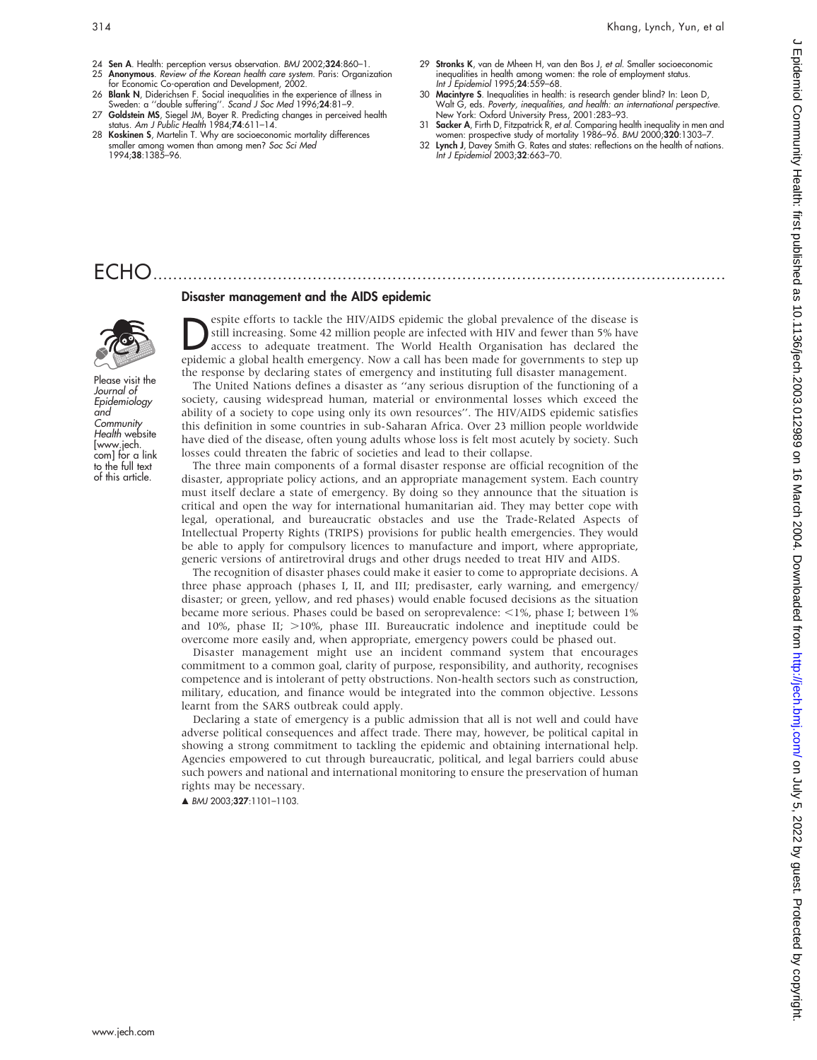24 **Sen A**. Health: perception versus observation. *BMJ* 2002;**324**:860–1.
25 **Anonymous**. *Review of the Korean health care system*. Paris: Organization for Economic Co-operation and Development, 2002.
26 **Blank N**, Diderichsen F. Social inequalities in the experience of illness in Sweden: a ''double suffering''. *Scand J Soc Med* 1996;**24**:81–9.
27 **Goldstein MS**, Siegel JM, Boyer R. Predicting changes in perceived health status. *Am J Public Health* 1984;**74**:611–14.
28 **Koskinen S**, Martelin T. Why are socioeconomic mortality differences smaller among women than among men? *Soc Sci Med* 1994;**38**:1385–96.
29 **Stronks K**, van de Mheen H, van den Bos J, *et al*. Smaller socioeconomic inequalities in health among women: the role of employment status. *Int J Epidemiol* 1995;**24**:559–68.
30 **Macintyre S**. Inequalities in health: is research gender blind? In: Leon D, Walt G, eds. *Poverty, inequalities, and health: an international perspective*. New York: Oxford University Press, 2001:283–93.
31 **Sacker A**, Firth D, Fitzpatrick R, *et al*. Comparing health inequality in men and women: prospective study of mortality 1986–96. *BMJ* 2000;**320**:1303–7.
32 **Lynch J**, Davey Smith G. Rates and states: reflections on the health of nations. *Int J Epidemiol* 2003;**32**:663–70.

# ECHO

Please visit the *Journal of Epidemiology and Community Health* website [www.jech.com] for a link to the full text of this article.

## Disaster management and the AIDS epidemic

Despite efforts to tackle the HIV/AIDS epidemic the global prevalence of the disease is still increasing. Some 42 million people are infected with HIV and fewer than 5% have access to adequate treatment. The World Health Organisation has declared the epidemic a global health emergency. Now a call has been made for governments to step up the response by declaring states of emergency and instituting full disaster management.

The United Nations defines a disaster as ''any serious disruption of the functioning of a society, causing widespread human, material or environmental losses which exceed the ability of a society to cope using only its own resources''. The HIV/AIDS epidemic satisfies this definition in some countries in sub-Saharan Africa. Over 23 million people worldwide have died of the disease, often young adults whose loss is felt most acutely by society. Such losses could threaten the fabric of societies and lead to their collapse.

The three main components of a formal disaster response are official recognition of the disaster, appropriate policy actions, and an appropriate management system. Each country must itself declare a state of emergency. By doing so they announce that the situation is critical and open the way for international humanitarian aid. They may better cope with legal, operational, and bureaucratic obstacles and use the Trade-Related Aspects of Intellectual Property Rights (TRIPS) provisions for public health emergencies. They would be able to apply for compulsory licences to manufacture and import, where appropriate, generic versions of antiretroviral drugs and other drugs needed to treat HIV and AIDS.

The recognition of disaster phases could make it easier to come to appropriate decisions. A three phase approach (phases I, II, and III; predisaster, early warning, and emergency/disaster; or green, yellow, and red phases) would enable focused decisions as the situation became more serious. Phases could be based on seroprevalence: <1%, phase I; between 1% and 10%, phase II; >10%, phase III. Bureaucratic indolence and ineptitude could be overcome more easily and, when appropriate, emergency powers could be phased out.

Disaster management might use an incident command system that encourages commitment to a common goal, clarity of purpose, responsibility, and authority, recognises competence and is intolerant of petty obstructions. Non-health sectors such as construction, military, education, and finance would be integrated into the common objective. Lessons learnt from the SARS outbreak could apply.

Declaring a state of emergency is a public admission that all is not well and could have adverse political consequences and affect trade. There may, however, be political capital in showing a strong commitment to tackling the epidemic and obtaining international help. Agencies empowered to cut through bureaucratic, political, and legal barriers could abuse such powers and national and international monitoring to ensure the preservation of human rights may be necessary.

▲ *BMJ* 2003;**327**:1101–1103.